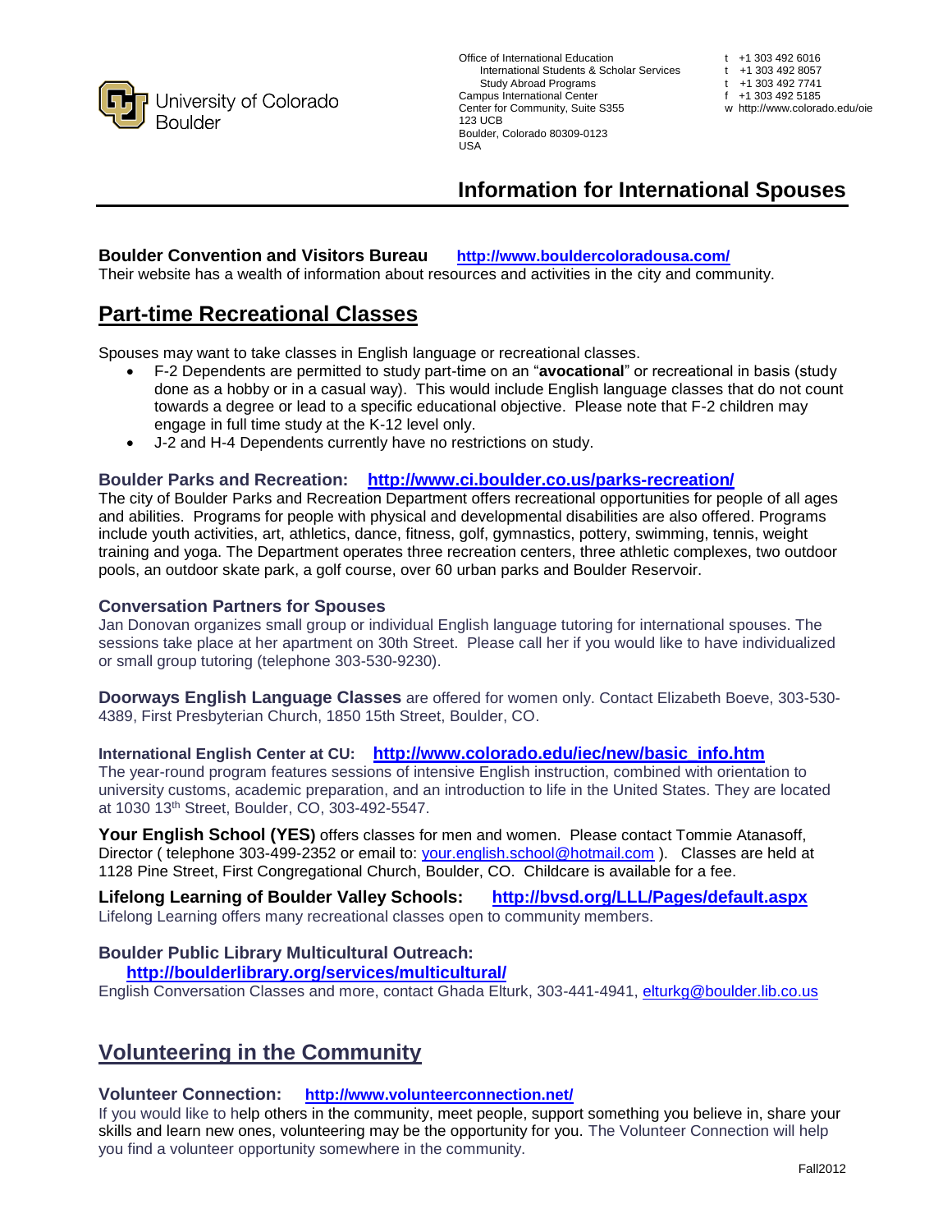University of Colorado Boulder

Office of International Education
International Students & Scholar Services
Study Abroad Programs
Campus International Center
Center for Community, Suite S355
123 UCB
Boulder, Colorado 80309-0123
USA

t +1 303 492 6016
t +1 303 492 8057
t +1 303 492 7741
f +1 303 492 5185
w http://www.colorado.edu/oie

# Information for International Spouses

**Boulder Convention and Visitors Bureau** **http://www.bouldercoloradousa.com/**
Their website has a wealth of information about resources and activities in the city and community.

## Part-time Recreational Classes

Spouses may want to take classes in English language or recreational classes.

- F-2 Dependents are permitted to study part-time on an "**avocational**" or recreational in basis (study done as a hobby or in a casual way). This would include English language classes that do not count towards a degree or lead to a specific educational objective. Please note that F-2 children may engage in full time study at the K-12 level only.
- J-2 and H-4 Dependents currently have no restrictions on study.

**Boulder Parks and Recreation:** **http://www.ci.boulder.co.us/parks-recreation/**
The city of Boulder Parks and Recreation Department offers recreational opportunities for people of all ages and abilities. Programs for people with physical and developmental disabilities are also offered. Programs include youth activities, art, athletics, dance, fitness, golf, gymnastics, pottery, swimming, tennis, weight training and yoga. The Department operates three recreation centers, three athletic complexes, two outdoor pools, an outdoor skate park, a golf course, over 60 urban parks and Boulder Reservoir.

**Conversation Partners for Spouses**
Jan Donovan organizes small group or individual English language tutoring for international spouses. The sessions take place at her apartment on 30th Street. Please call her if you would like to have individualized or small group tutoring (telephone 303-530-9230).

**Doorways English Language Classes** are offered for women only. Contact Elizabeth Boeve, 303-530-4389, First Presbyterian Church, 1850 15th Street, Boulder, CO.

**International English Center at CU:** **http://www.colorado.edu/iec/new/basic_info.htm**
The year-round program features sessions of intensive English instruction, combined with orientation to university customs, academic preparation, and an introduction to life in the United States. They are located at 1030 13th Street, Boulder, CO, 303-492-5547.

**Your English School (YES)** offers classes for men and women. Please contact Tommie Atanasoff, Director ( telephone 303-499-2352 or email to: your.english.school@hotmail.com ). Classes are held at 1128 Pine Street, First Congregational Church, Boulder, CO. Childcare is available for a fee.

**Lifelong Learning of Boulder Valley Schools:** **http://bvsd.org/LLL/Pages/default.aspx**
Lifelong Learning offers many recreational classes open to community members.

**Boulder Public Library Multicultural Outreach:**
**http://boulderlibrary.org/services/multicultural/**
English Conversation Classes and more, contact Ghada Elturk, 303-441-4941, elturkg@boulder.lib.co.us

## Volunteering in the Community

**Volunteer Connection:** **http://www.volunteerconnection.net/**
If you would like to help others in the community, meet people, support something you believe in, share your skills and learn new ones, volunteering may be the opportunity for you. The Volunteer Connection will help you find a volunteer opportunity somewhere in the community.

Fall2012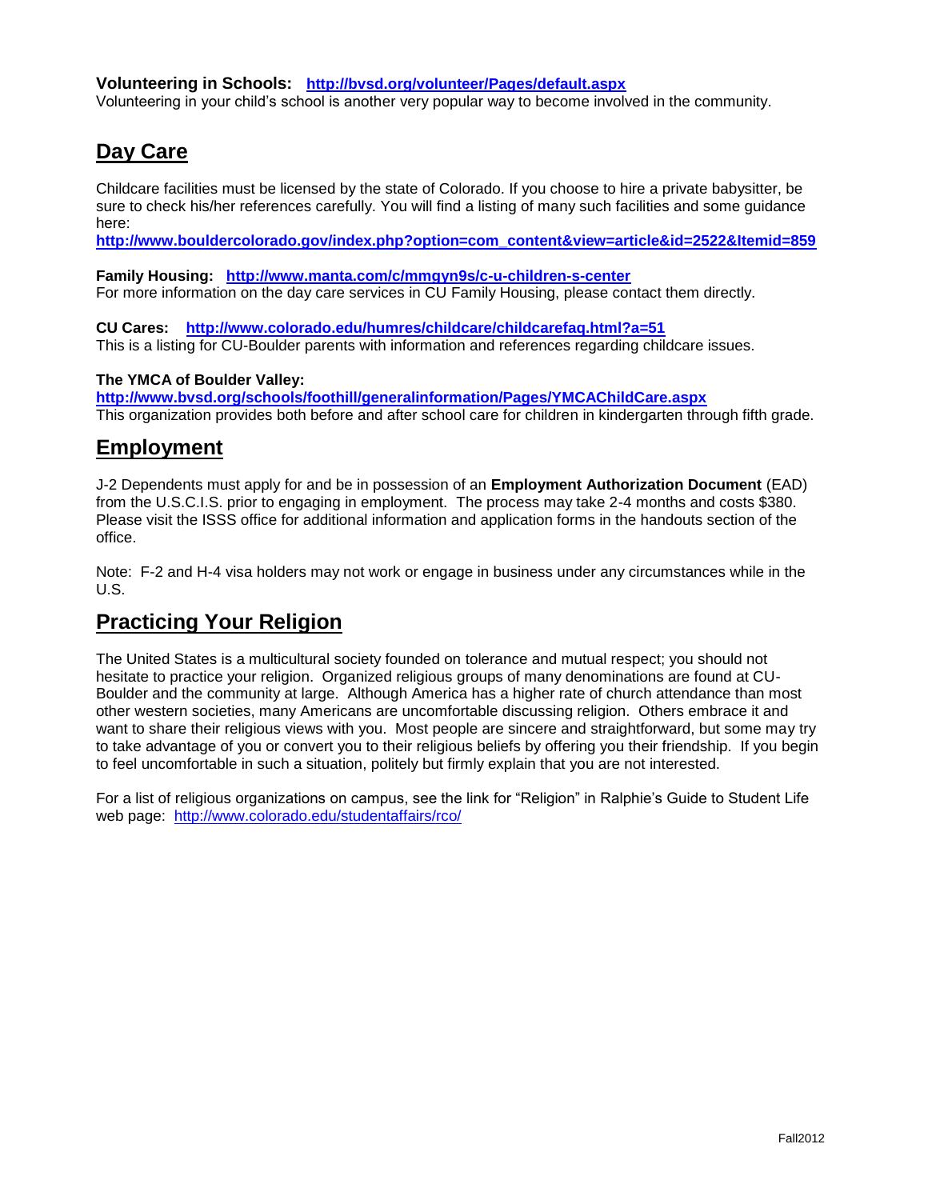**Volunteering in Schools:** **http://bvsd.org/volunteer/Pages/default.aspx**
Volunteering in your child's school is another very popular way to become involved in the community.

## Day Care

Childcare facilities must be licensed by the state of Colorado. If you choose to hire a private babysitter, be sure to check his/her references carefully. You will find a listing of many such facilities and some guidance here:
**http://www.bouldercolorado.gov/index.php?option=com_content&view=article&id=2522&Itemid=859**

**Family Housing:** **http://www.manta.com/c/mmgyn9s/c-u-children-s-center**
For more information on the day care services in CU Family Housing, please contact them directly.

**CU Cares:** **http://www.colorado.edu/humres/childcare/childcarefaq.html?a=51**
This is a listing for CU-Boulder parents with information and references regarding childcare issues.

**The YMCA of Boulder Valley:**
**http://www.bvsd.org/schools/foothill/generalinformation/Pages/YMCAChildCare.aspx**
This organization provides both before and after school care for children in kindergarten through fifth grade.

## Employment

J-2 Dependents must apply for and be in possession of an **Employment Authorization Document** (EAD) from the U.S.C.I.S. prior to engaging in employment. The process may take 2-4 months and costs $380. Please visit the ISSS office for additional information and application forms in the handouts section of the office.

Note: F-2 and H-4 visa holders may not work or engage in business under any circumstances while in the U.S.

## Practicing Your Religion

The United States is a multicultural society founded on tolerance and mutual respect; you should not hesitate to practice your religion. Organized religious groups of many denominations are found at CU-Boulder and the community at large. Although America has a higher rate of church attendance than most other western societies, many Americans are uncomfortable discussing religion. Others embrace it and want to share their religious views with you. Most people are sincere and straightforward, but some may try to take advantage of you or convert you to their religious beliefs by offering you their friendship. If you begin to feel uncomfortable in such a situation, politely but firmly explain that you are not interested.

For a list of religious organizations on campus, see the link for "Religion" in Ralphie's Guide to Student Life web page: http://www.colorado.edu/studentaffairs/rco/